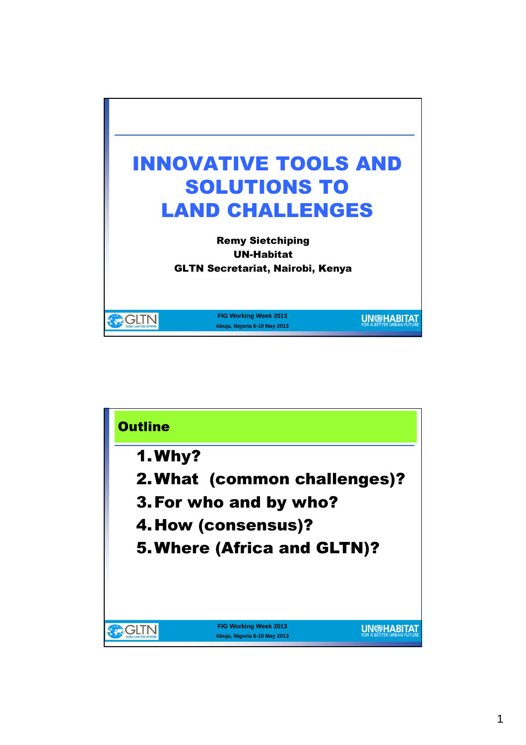# INNOVATIVE TOOLS AND SOLUTIONS TO LAND CHALLENGES

**Remy Sietchiping**
**UN-Habitat**
**GLTN Secretariat, Nairobi, Kenya**

FIG Working Week 2013
Abuja, Nigeria 6-10 May 2013

## Outline

1. Why?
2. What (common challenges)?
3. For who and by who?
4. How (consensus)?
5. Where (Africa and GLTN)?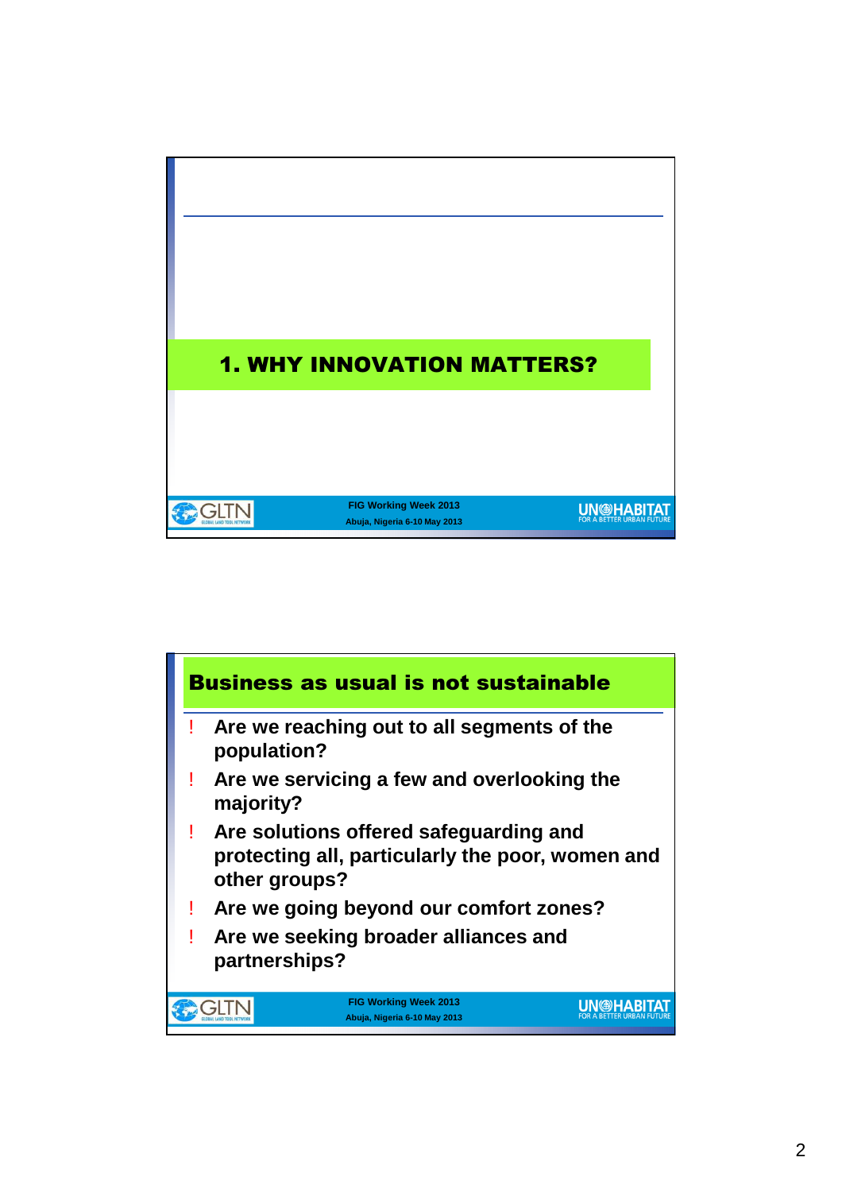## 1. WHY INNOVATION MATTERS?

## Business as usual is not sustainable

- Are we reaching out to all segments of the population?
- Are we servicing a few and overlooking the majority?
- Are solutions offered safeguarding and protecting all, particularly the poor, women and other groups?
- Are we going beyond our comfort zones?
- Are we seeking broader alliances and partnerships?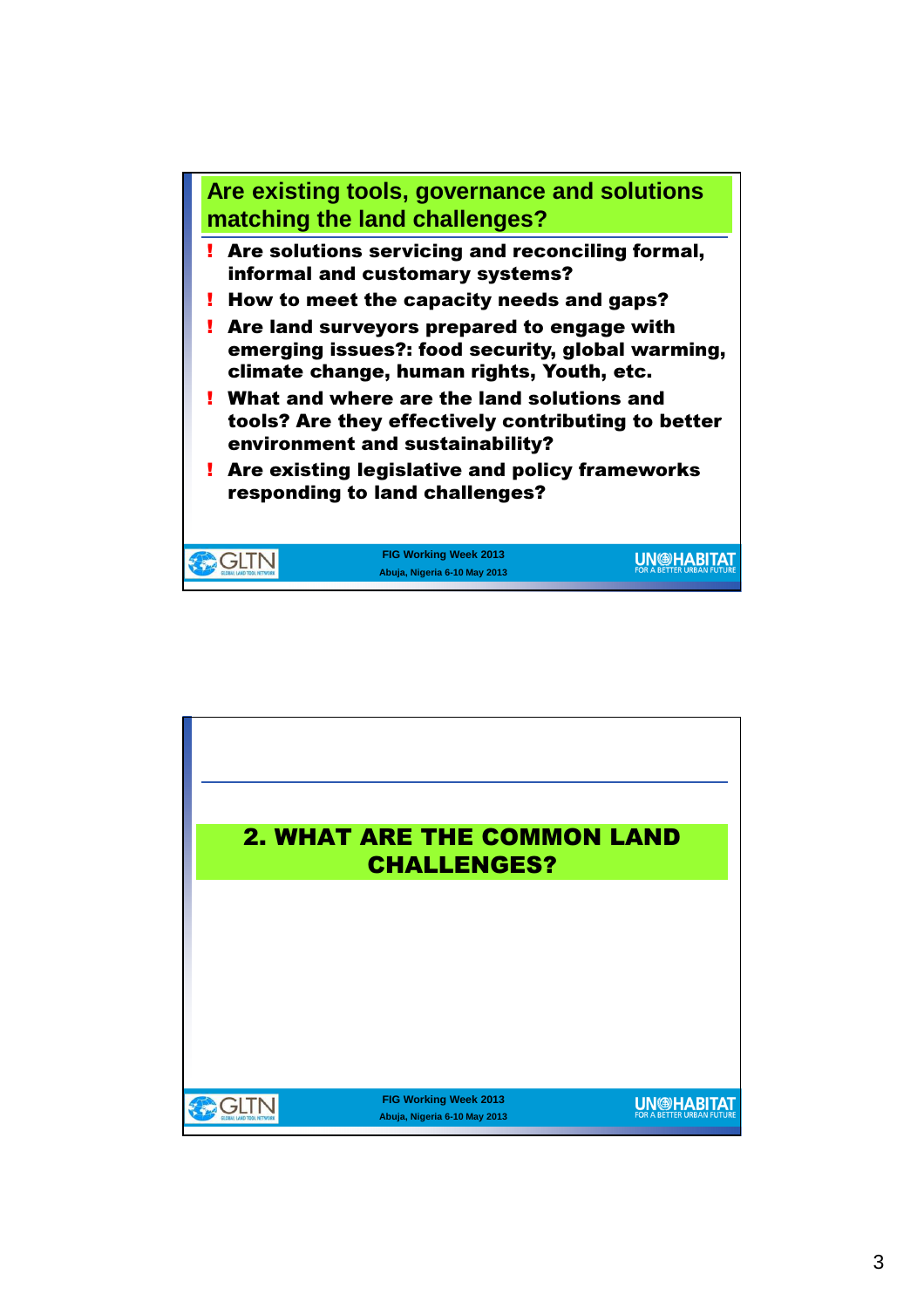## Are existing tools, governance and solutions matching the land challenges?

- **Are solutions servicing and reconciling formal, informal and customary systems?**
- **How to meet the capacity needs and gaps?**
- **Are land surveyors prepared to engage with emerging issues?: food security, global warming, climate change, human rights, Youth, etc.**
- **What and where are the land solutions and tools? Are they effectively contributing to better environment and sustainability?**
- **Are existing legislative and policy frameworks responding to land challenges?**

## 2. WHAT ARE THE COMMON LAND CHALLENGES?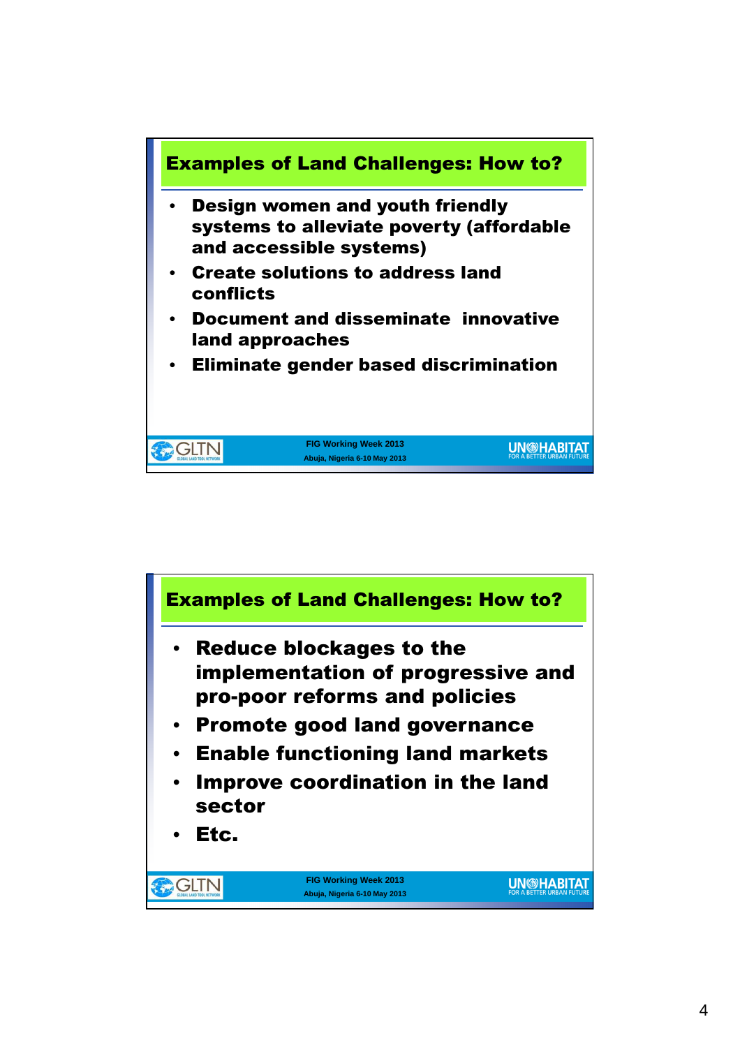## Examples of Land Challenges: How to?

- **Design women and youth friendly systems to alleviate poverty (affordable and accessible systems)**
- **Create solutions to address land conflicts**
- **Document and disseminate innovative land approaches**
- **Eliminate gender based discrimination**

## Examples of Land Challenges: How to?

- **Reduce blockages to the implementation of progressive and pro-poor reforms and policies**
- **Promote good land governance**
- **Enable functioning land markets**
- **Improve coordination in the land sector**
- **Etc.**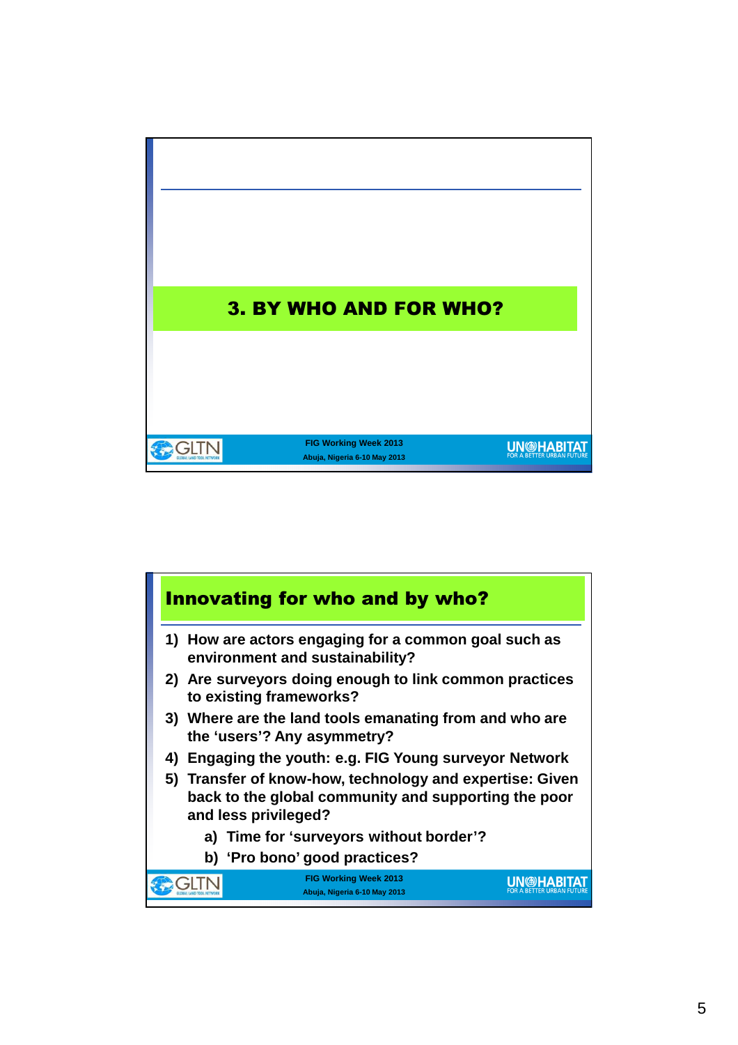## 3. BY WHO AND FOR WHO?

## Innovating for who and by who?

1) How are actors engaging for a common goal such as environment and sustainability?
2) Are surveyors doing enough to link common practices to existing frameworks?
3) Where are the land tools emanating from and who are the 'users'? Any asymmetry?
4) Engaging the youth: e.g. FIG Young surveyor Network
5) Transfer of know-how, technology and expertise: Given back to the global community and supporting the poor and less privileged?
    a) Time for 'surveyors without border'?
    b) 'Pro bono' good practices?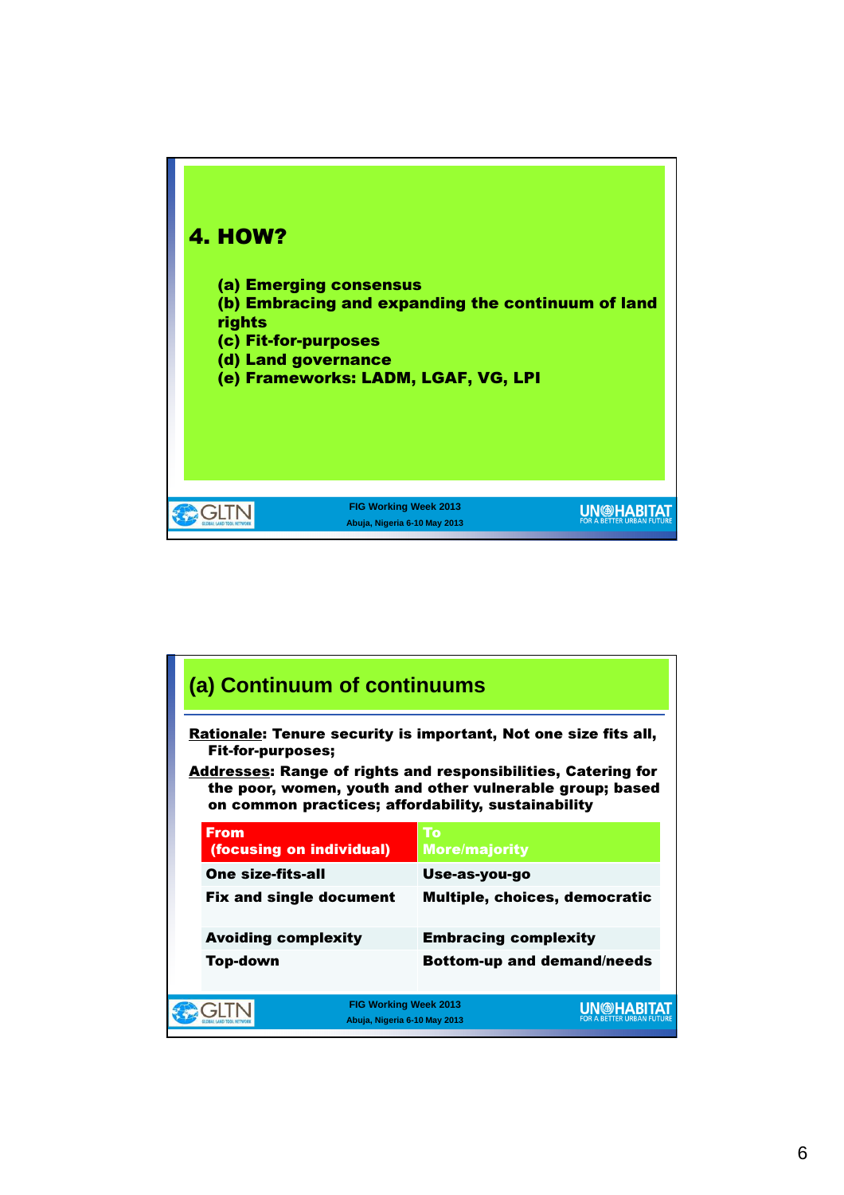## 4. HOW?

(a) Emerging consensus
(b) Embracing and expanding the continuum of land rights
(c) Fit-for-purposes
(d) Land governance
(e) Frameworks: LADM, LGAF, VG, LPI

## (a) Continuum of continuums

**Rationale**: Tenure security is important, Not one size fits all, Fit-for-purposes;

**Addresses**: Range of rights and responsibilities, Catering for the poor, women, youth and other vulnerable group; based on common practices; affordability, sustainability

| From (focusing on individual) | To More/majority |
| --- | --- |
| One size-fits-all | Use-as-you-go |
| Fix and single document | Multiple, choices, democratic |
| Avoiding complexity | Embracing complexity |
| Top-down | Bottom-up and demand/needs |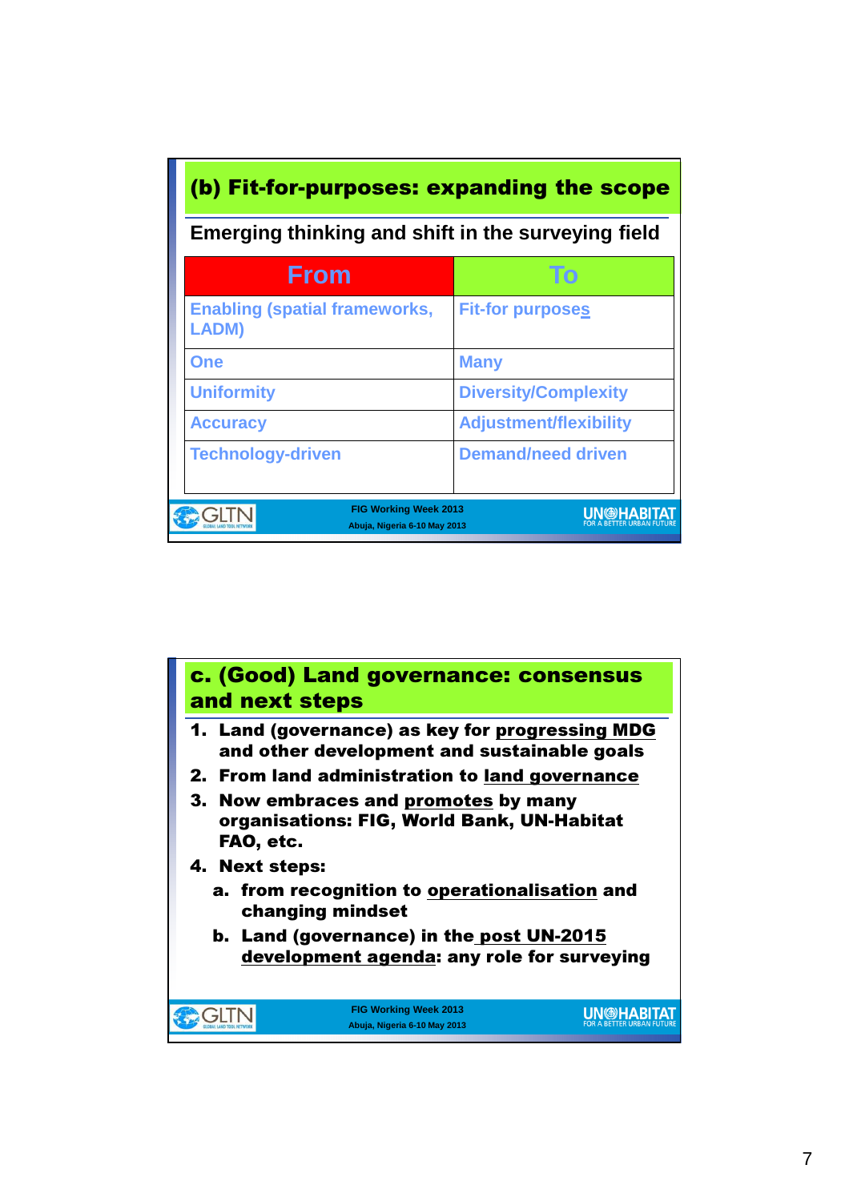## (b) Fit-for-purposes: expanding the scope

Emerging thinking and shift in the surveying field

| From | To |
|---|---|
| Enabling (spatial frameworks, LADM) | Fit-for purposes |
| One | Many |
| Uniformity | Diversity/Complexity |
| Accuracy | Adjustment/flexibility |
| Technology-driven | Demand/need driven |

GLTN — FIG Working Week 2013, Abuja, Nigeria 6-10 May 2013 — UN-HABITAT FOR A BETTER URBAN FUTURE

## c. (Good) Land governance: consensus and next steps

1. Land (governance) as key for progressing MDG and other development and sustainable goals
2. From land administration to land governance
3. Now embraces and promotes by many organisations: FIG, World Bank, UN-Habitat FAO, etc.
4. Next steps:
   a. from recognition to operationalisation and changing mindset
   b. Land (governance) in the post UN-2015 development agenda: any role for surveying

GLTN — FIG Working Week 2013, Abuja, Nigeria 6-10 May 2013 — UN-HABITAT FOR A BETTER URBAN FUTURE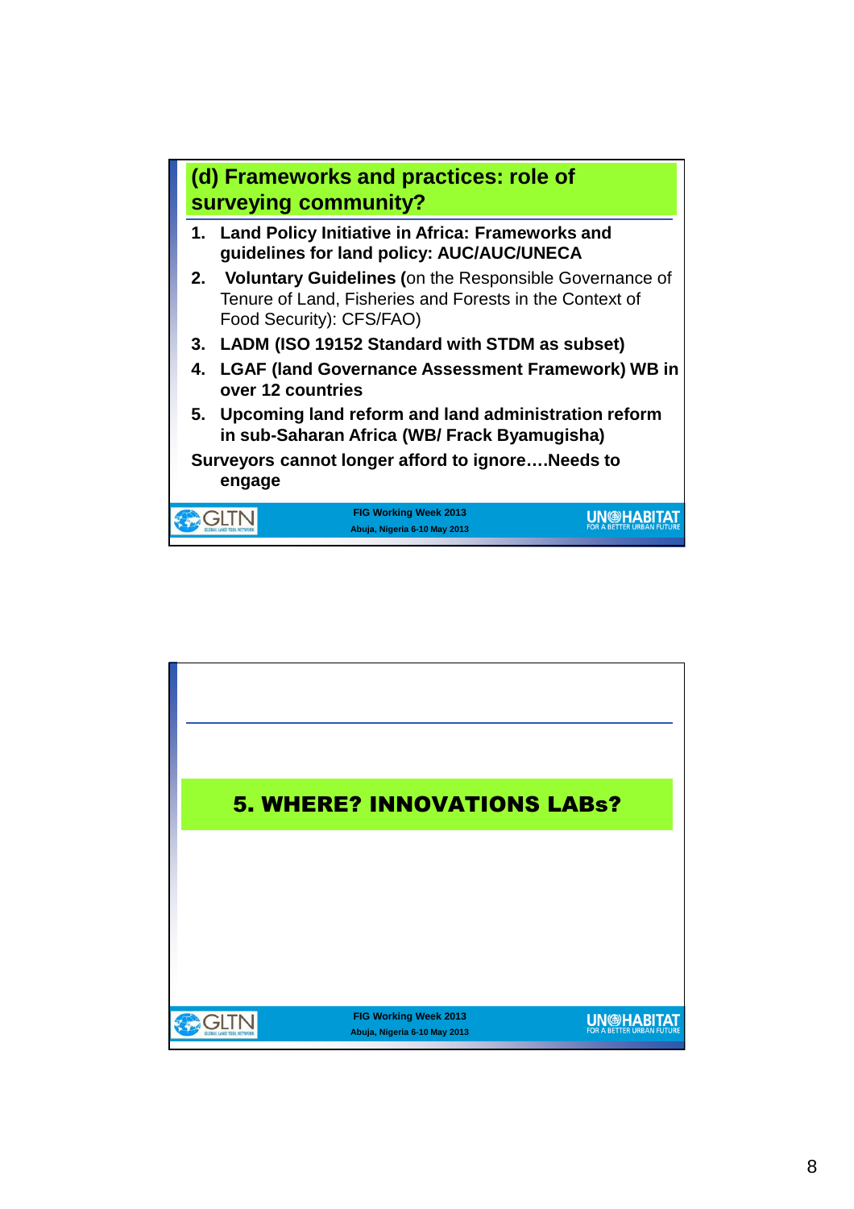## (d) Frameworks and practices: role of surveying community?

1. **Land Policy Initiative in Africa: Frameworks and guidelines for land policy: AUC/AUC/UNECA**
2. **Voluntary Guidelines (**on the Responsible Governance of Tenure of Land, Fisheries and Forests in the Context of Food Security): CFS/FAO)
3. **LADM (ISO 19152 Standard with STDM as subset)**
4. **LGAF (land Governance Assessment Framework) WB in over 12 countries**
5. **Upcoming land reform and land administration reform in sub-Saharan Africa (WB/ Frack Byamugisha)**

**Surveyors cannot longer afford to ignore….Needs to engage**

FIG Working Week 2013
Abuja, Nigeria 6-10 May 2013

---

## 5. WHERE? INNOVATIONS LABs?

FIG Working Week 2013
Abuja, Nigeria 6-10 May 2013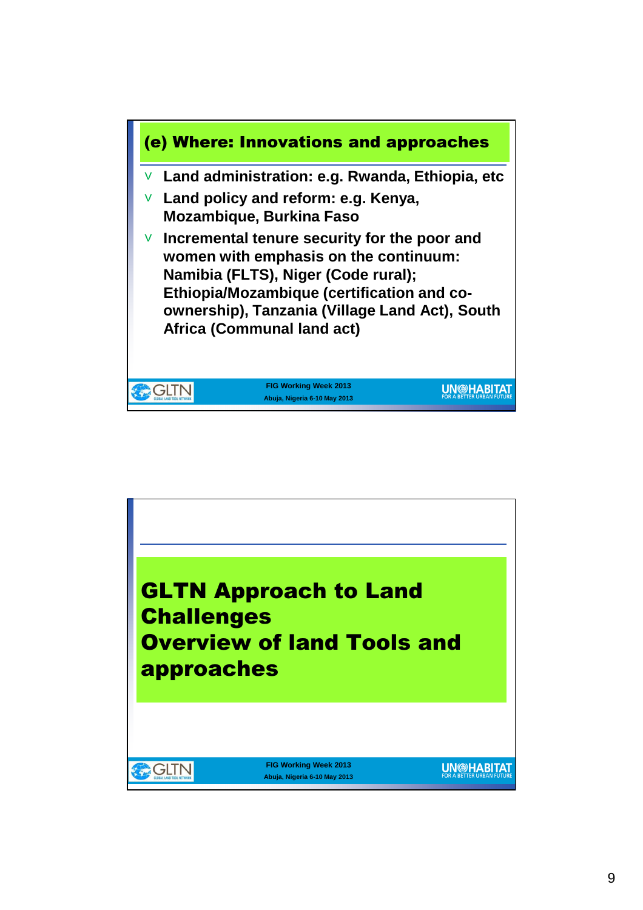## (e) Where: Innovations and approaches

- Land administration: e.g. Rwanda, Ethiopia, etc
- Land policy and reform: e.g. Kenya, Mozambique, Burkina Faso
- Incremental tenure security for the poor and women with emphasis on the continuum: Namibia (FLTS), Niger (Code rural); Ethiopia/Mozambique (certification and co-ownership), Tanzania (Village Land Act), South Africa (Communal land act)

## GLTN Approach to Land Challenges
## Overview of land Tools and approaches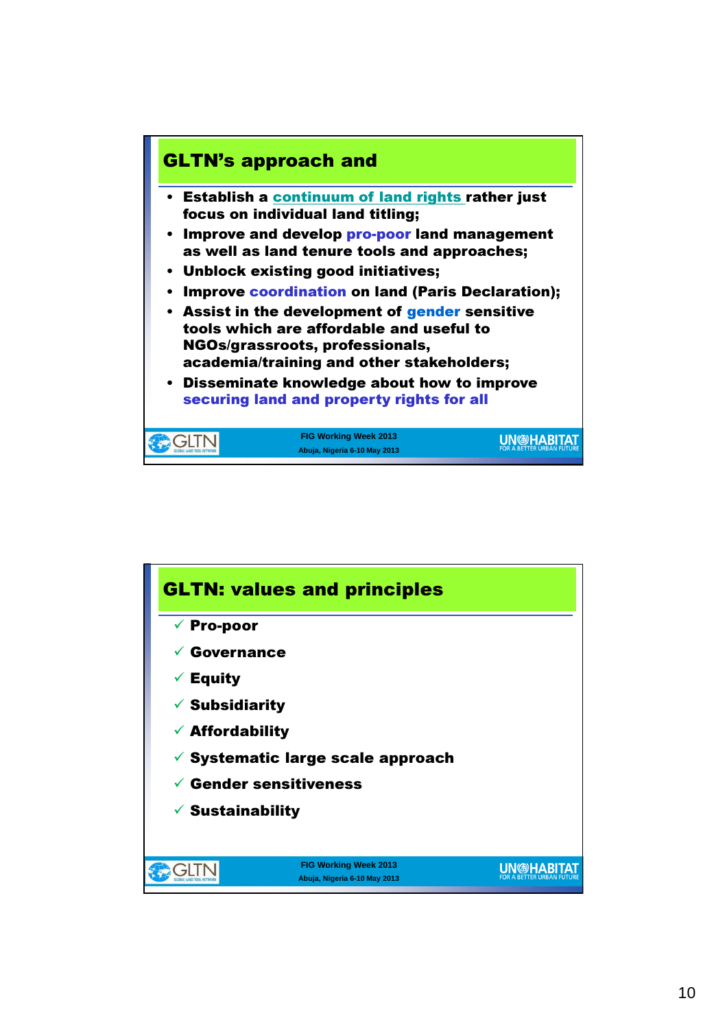## GLTN's approach and

- Establish a continuum of land rights rather just focus on individual land titling;
- Improve and develop pro-poor land management as well as land tenure tools and approaches;
- Unblock existing good initiatives;
- Improve coordination on land (Paris Declaration);
- Assist in the development of gender sensitive tools which are affordable and useful to NGOs/grassroots, professionals, academia/training and other stakeholders;
- Disseminate knowledge about how to improve securing land and property rights for all

FIG Working Week 2013
Abuja, Nigeria 6-10 May 2013

## GLTN: values and principles

- ✓ Pro-poor
- ✓ Governance
- ✓ Equity
- ✓ Subsidiarity
- ✓ Affordability
- ✓ Systematic large scale approach
- ✓ Gender sensitiveness
- ✓ Sustainability

FIG Working Week 2013
Abuja, Nigeria 6-10 May 2013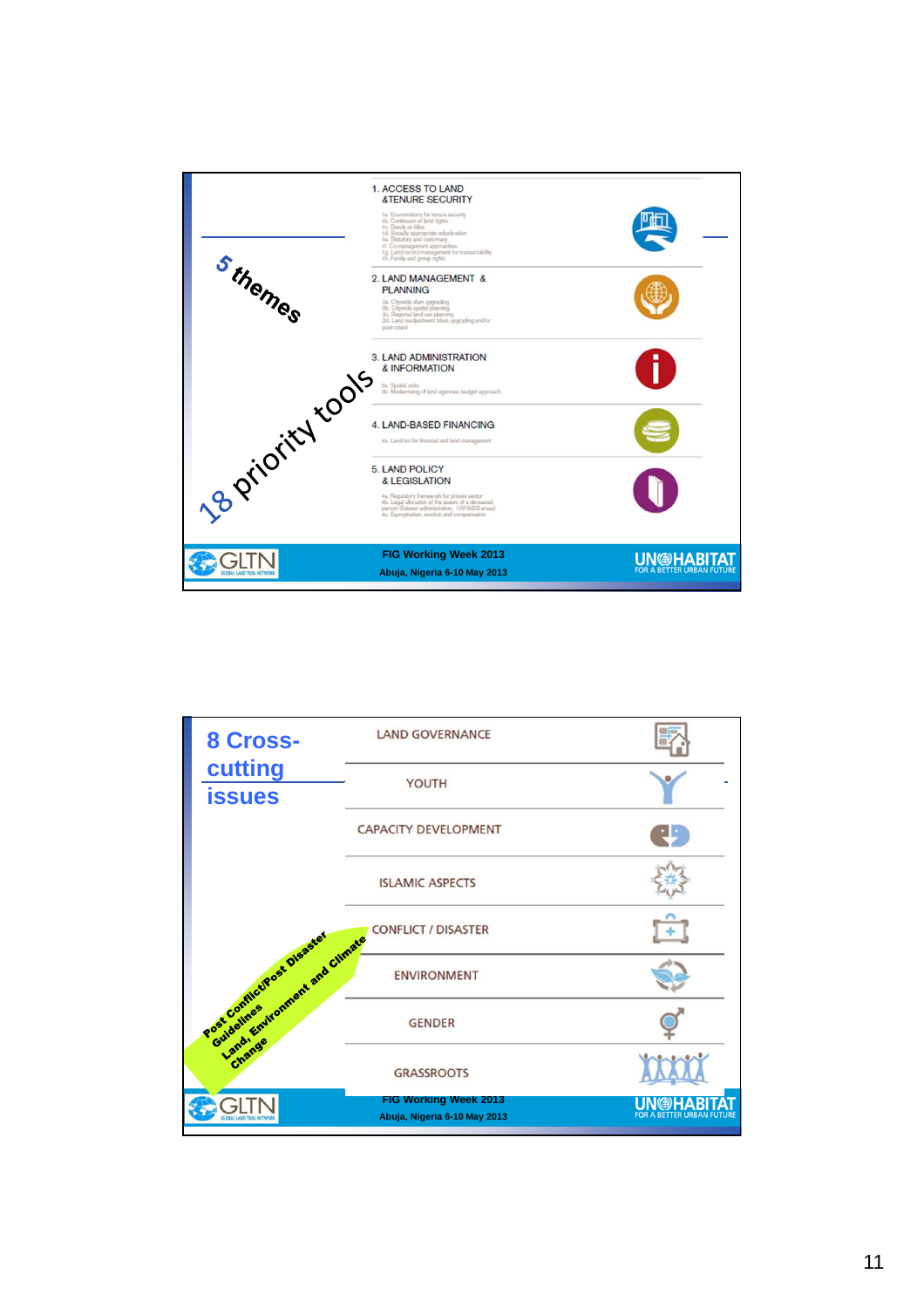## 5 themes

## 18 priority tools

1. ACCESS TO LAND &TENURE SECURITY
   - 1a. Enumerations for tenure security
   - 1b. Continuum of land rights
   - 1c. Deeds or titles
   - 1d. Socially appropriate adjudication
   - 1e. Statutory and customary
   - 1f. Co-management approaches
   - 1g. Land record management for transactability
   - 1h. Family and group rights

2. LAND MANAGEMENT & PLANNING
   - 2a. Citywide slum upgrading
   - 2b. Citywide spatial planning
   - 2c. Regional land use planning
   - 2d. Land readjustment (slum upgrading and/or post crisis)

3. LAND ADMINISTRATION & INFORMATION
   - 3a. Spatial units
   - 3b. Modernising of land agencies budget approach

4. LAND-BASED FINANCING
   - 4a. Land tax for financial and land management

5. LAND POLICY & LEGISLATION
   - 4a. Regulatory framework for private sector
   - 4b. Legal allocation of the assets of a deceased person (Estates administration, HIV/AIDS areas)
   - 4c. Expropriation, eviction and compensation

GLTN — FIG Working Week 2013, Abuja, Nigeria 6-10 May 2013 — UN-HABITAT FOR A BETTER URBAN FUTURE

## 8 Cross-cutting issues

- LAND GOVERNANCE
- YOUTH
- CAPACITY DEVELOPMENT
- ISLAMIC ASPECTS
- CONFLICT / DISASTER
- ENVIRONMENT
- GENDER
- GRASSROOTS

Post Conflict/Post Disaster Guidelines
Land, Environment and Climate Change

GLTN — FIG Working Week 2013, Abuja, Nigeria 6-10 May 2013 — UN-HABITAT FOR A BETTER URBAN FUTURE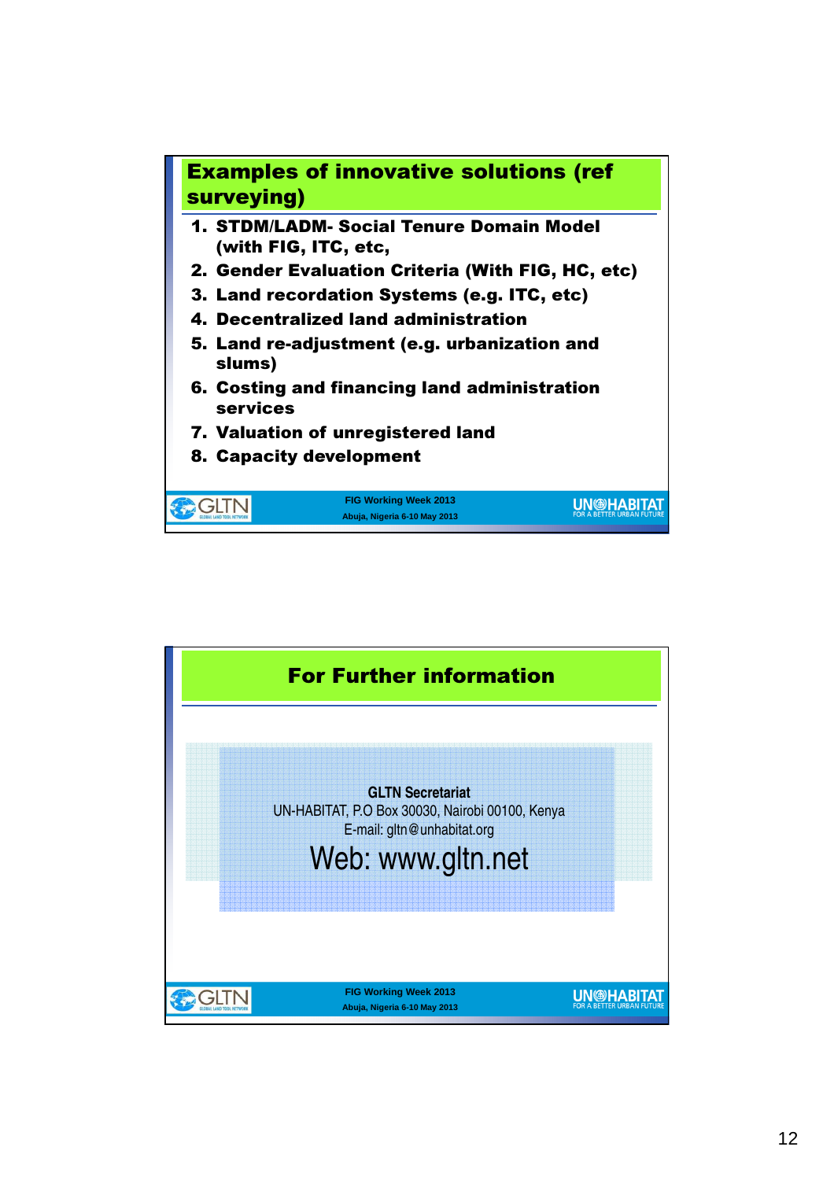## Examples of innovative solutions (ref surveying)

1. **STDM/LADM- Social Tenure Domain Model (with FIG, ITC, etc,**
2. **Gender Evaluation Criteria (With FIG, HC, etc)**
3. **Land recordation Systems (e.g. ITC, etc)**
4. **Decentralized land administration**
5. **Land re-adjustment (e.g. urbanization and slums)**
6. **Costing and financing land administration services**
7. **Valuation of unregistered land**
8. **Capacity development**

FIG Working Week 2013
Abuja, Nigeria 6-10 May 2013

## For Further information

**GLTN Secretariat**
UN-HABITAT, P.O Box 30030, Nairobi 00100, Kenya
E-mail: gltn@unhabitat.org
Web: www.gltn.net

FIG Working Week 2013
Abuja, Nigeria 6-10 May 2013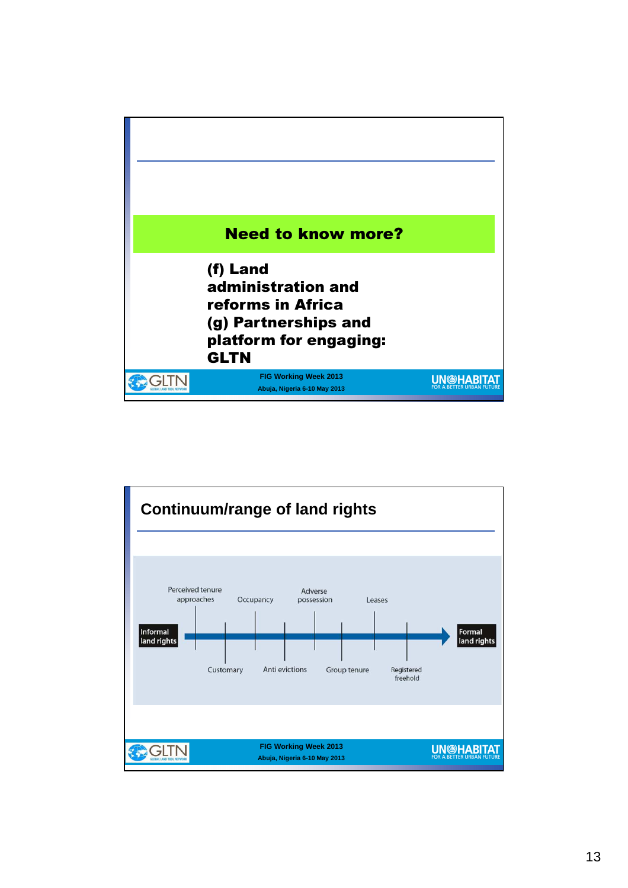## Need to know more?

**(f) Land administration and reforms in Africa**
**(g) Partnerships and platform for engaging: GLTN**

FIG Working Week 2013
Abuja, Nigeria 6-10 May 2013

## Continuum/range of land rights

Informal land rights → Formal land rights

Perceived tenure approaches, Customary, Occupancy, Anti evictions, Adverse possession, Group tenure, Leases, Registered freehold

FIG Working Week 2013
Abuja, Nigeria 6-10 May 2013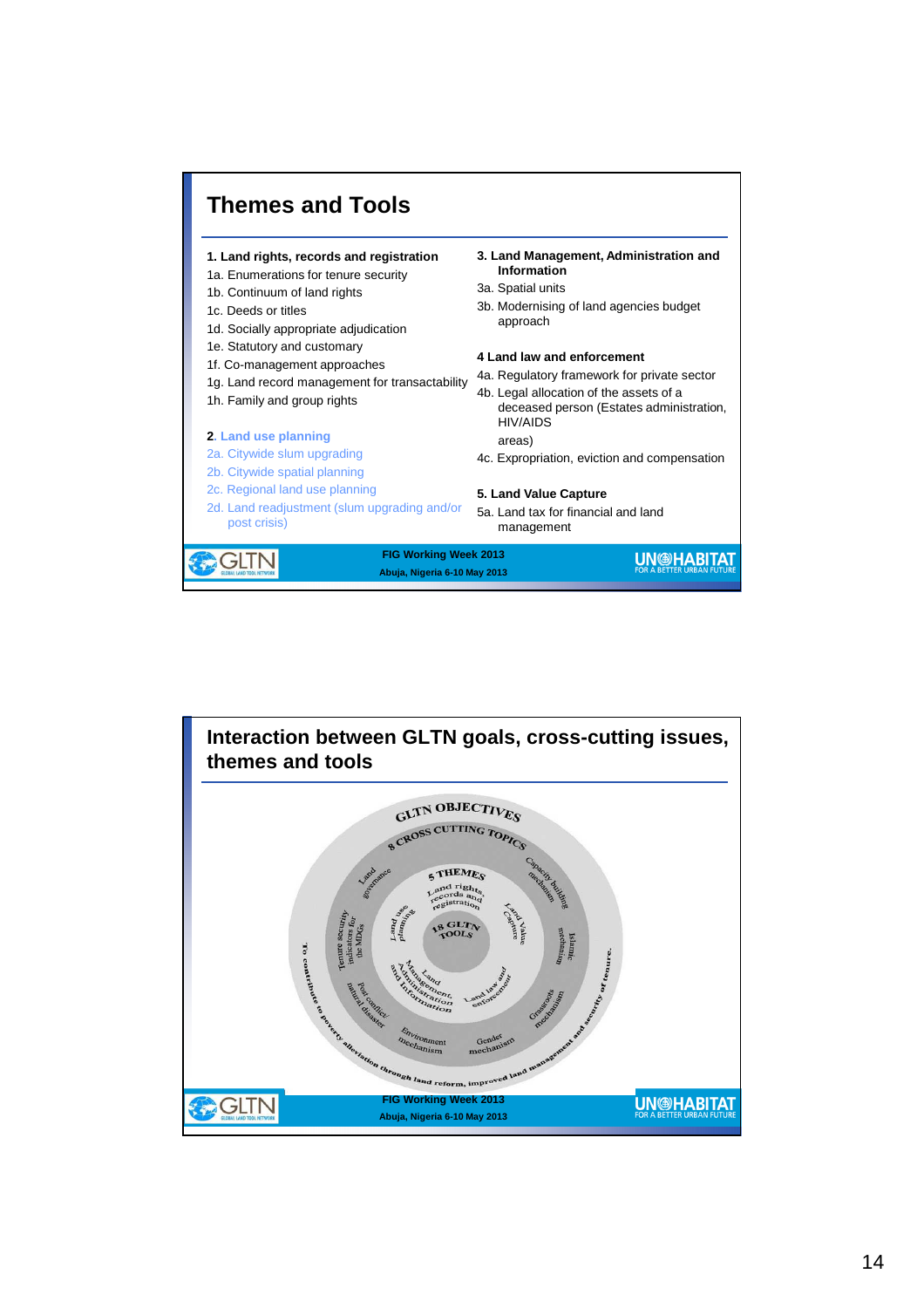## Themes and Tools

**1. Land rights, records and registration**
1a. Enumerations for tenure security
1b. Continuum of land rights
1c. Deeds or titles
1d. Socially appropriate adjudication
1e. Statutory and customary
1f. Co-management approaches
1g. Land record management for transactability
1h. Family and group rights

**2. Land use planning**
2a. Citywide slum upgrading
2b. Citywide spatial planning
2c. Regional land use planning
2d. Land readjustment (slum upgrading and/or post crisis)

**3. Land Management, Administration and Information**
3a. Spatial units
3b. Modernising of land agencies budget approach

**4 Land law and enforcement**
4a. Regulatory framework for private sector
4b. Legal allocation of the assets of a deceased person (Estates administration, HIV/AIDS areas)
4c. Expropriation, eviction and compensation

**5. Land Value Capture**
5a. Land tax for financial and land management

FIG Working Week 2013
Abuja, Nigeria 6-10 May 2013

## Interaction between GLTN goals, cross-cutting issues, themes and tools

GLTN OBJECTIVES
8 CROSS CUTTING TOPICS
5 THEMES
18 GLTN TOOLS

Land rights, records and registration; Land use planning; Land Value Capture; Land Management, Administration and Information; Land law and enforcement

Land governance; Capacity building mechanism; Islamic mechanism; Grassroots mechanism; Gender mechanism; Environment mechanism; Post conflict/ natural disaster; Tenure security indicators for the MDGs

To contribute to poverty alleviation through land reform, improved land management and security of tenure.

FIG Working Week 2013
Abuja, Nigeria 6-10 May 2013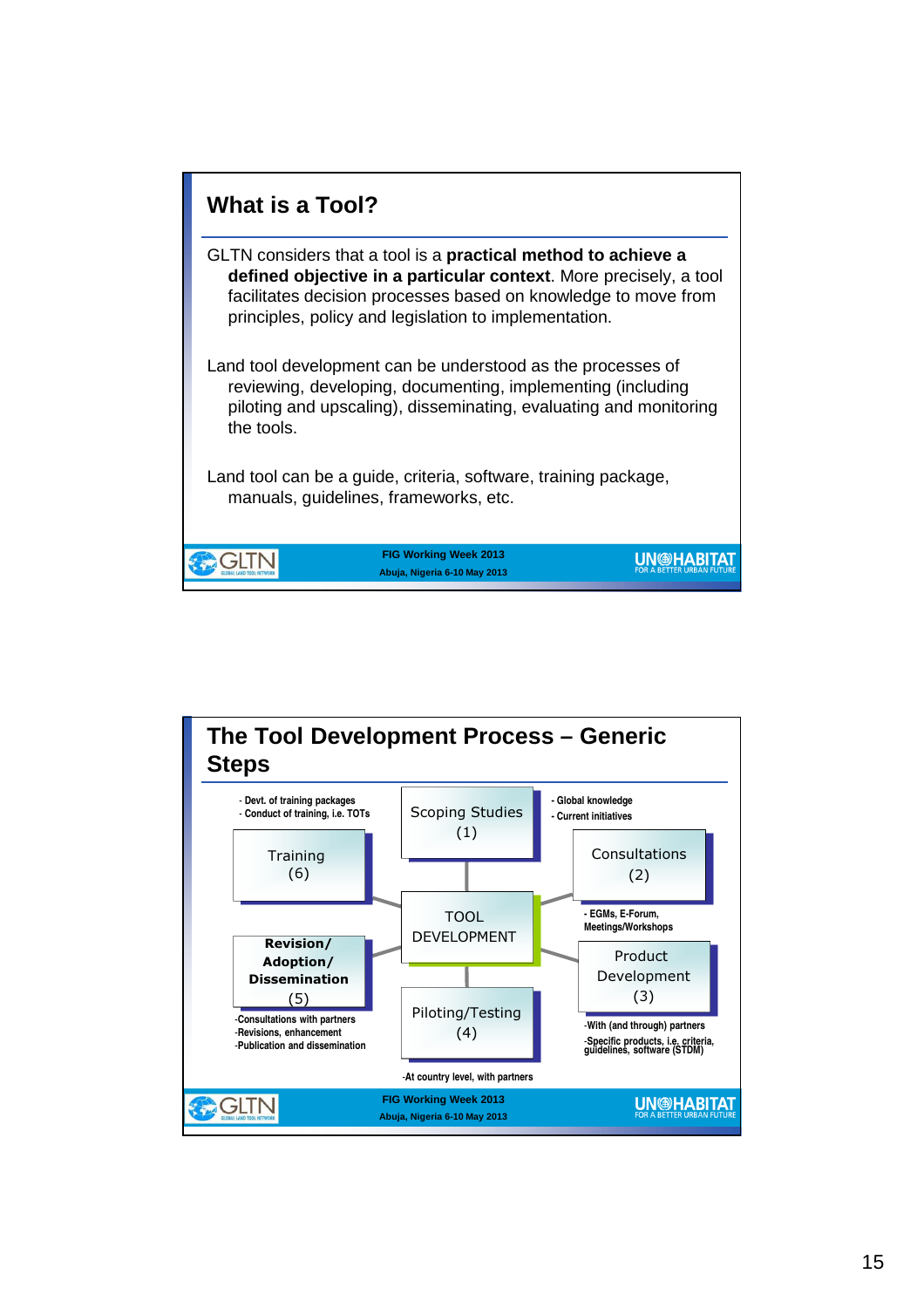## What is a Tool?

GLTN considers that a tool is a **practical method to achieve a defined objective in a particular context**. More precisely, a tool facilitates decision processes based on knowledge to move from principles, policy and legislation to implementation.

Land tool development can be understood as the processes of reviewing, developing, documenting, implementing (including piloting and upscaling), disseminating, evaluating and monitoring the tools.

Land tool can be a guide, criteria, software, training package, manuals, guidelines, frameworks, etc.

FIG Working Week 2013
Abuja, Nigeria 6-10 May 2013

## The Tool Development Process – Generic Steps

**TOOL DEVELOPMENT**

- **Scoping Studies (1)**
  - Global knowledge
  - Current initiatives
- **Consultations (2)**
  - EGMs, E-Forum, Meetings/Workshops
- **Product Development (3)**
  - With (and through) partners
  - Specific products, i.e. criteria, guidelines, software (STDM)
- **Piloting/Testing (4)**
  - At country level, with partners
- **Revision/ Adoption/ Dissemination (5)**
  - Consultations with partners
  - Revisions, enhancement
  - Publication and dissemination
- **Training (6)**
  - Devt. of training packages
  - Conduct of training, i.e. TOTs

FIG Working Week 2013
Abuja, Nigeria 6-10 May 2013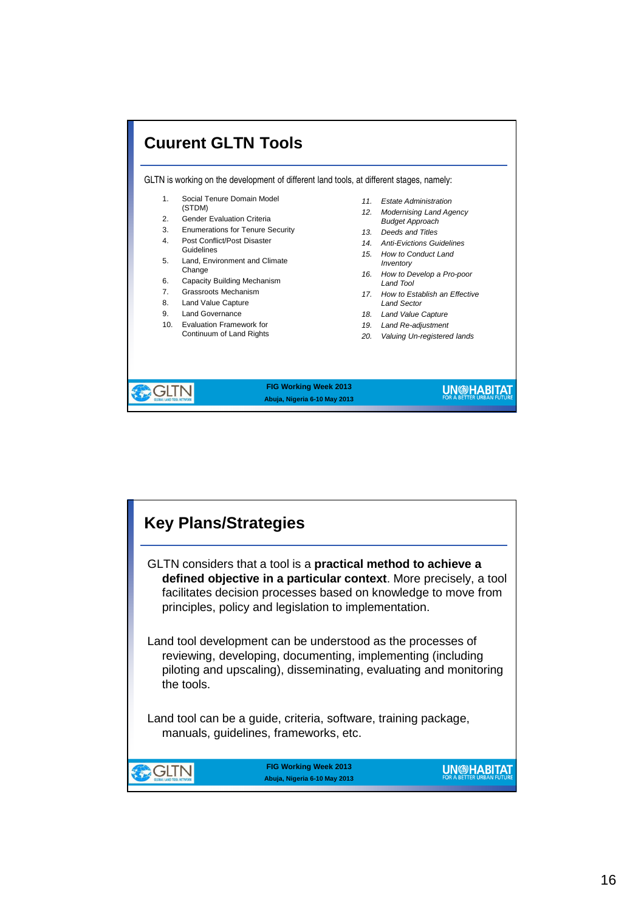## Cuurent GLTN Tools

GLTN is working on the development of different land tools, at different stages, namely:

1. Social Tenure Domain Model (STDM)
2. Gender Evaluation Criteria
3. Enumerations for Tenure Security
4. Post Conflict/Post Disaster Guidelines
5. Land, Environment and Climate Change
6. Capacity Building Mechanism
7. Grassroots Mechanism
8. Land Value Capture
9. Land Governance
10. Evaluation Framework for Continuum of Land Rights
11. *Estate Administration*
12. *Modernising Land Agency Budget Approach*
13. *Deeds and Titles*
14. *Anti-Evictions Guidelines*
15. *How to Conduct Land Inventory*
16. *How to Develop a Pro-poor Land Tool*
17. *How to Establish an Effective Land Sector*
18. *Land Value Capture*
19. *Land Re-adjustment*
20. *Valuing Un-registered lands*

FIG Working Week 2013
Abuja, Nigeria 6-10 May 2013

## Key Plans/Strategies

GLTN considers that a tool is a **practical method to achieve a defined objective in a particular context**. More precisely, a tool facilitates decision processes based on knowledge to move from principles, policy and legislation to implementation.

Land tool development can be understood as the processes of reviewing, developing, documenting, implementing (including piloting and upscaling), disseminating, evaluating and monitoring the tools.

Land tool can be a guide, criteria, software, training package, manuals, guidelines, frameworks, etc.

FIG Working Week 2013
Abuja, Nigeria 6-10 May 2013